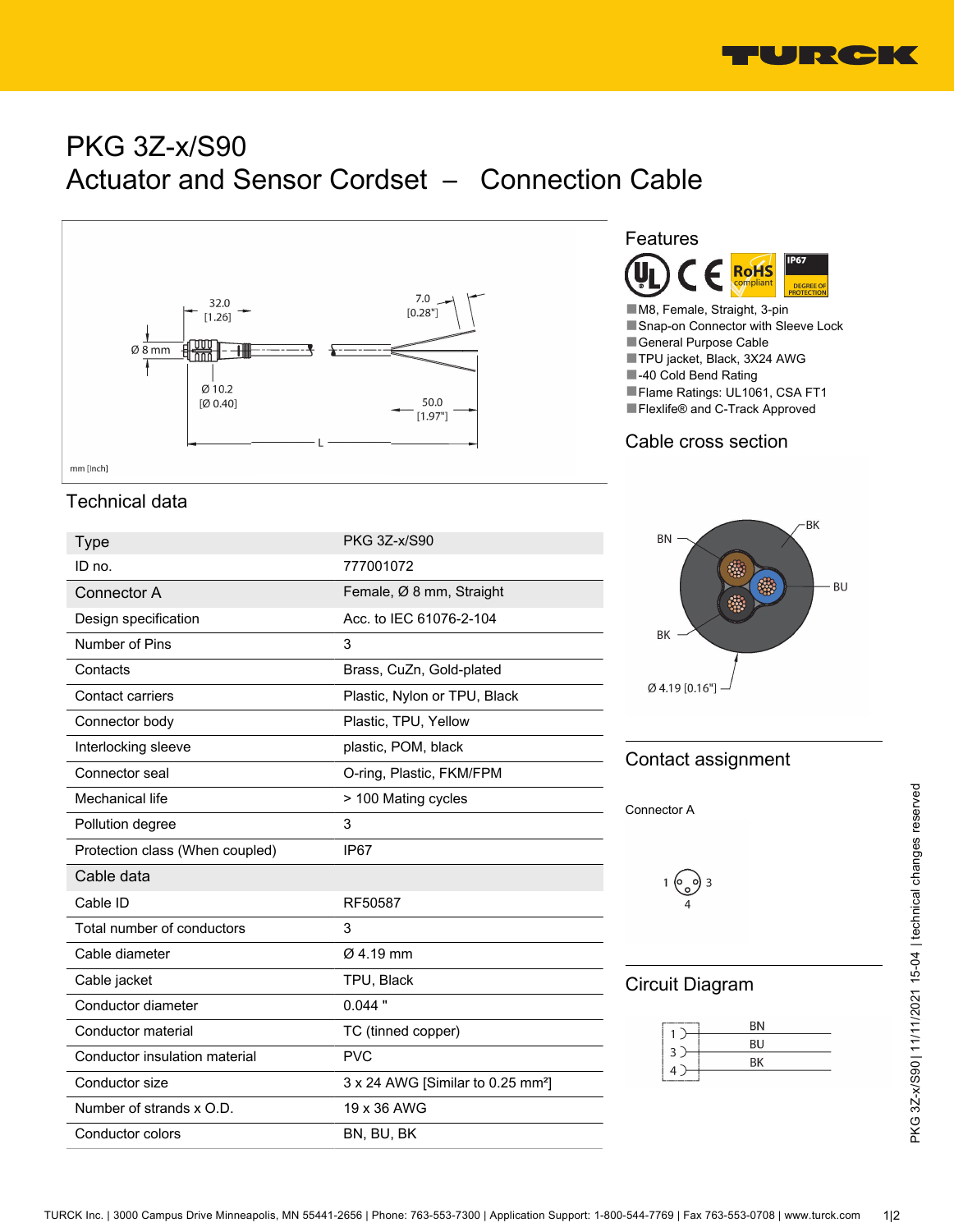# PKG 3Z-x/S90

# Actuator and Sensor Cordset – Connection Cable

mm [Inch]

## Features

- M8, Female, Straight, 3-pin
- Snap-on Connector with Sleeve Lock
- General Purpose Cable
- TPU jacket, Black, 3X24 AWG
- -40 Cold Bend Rating
- Flame Ratings: UL1061, CSA FT1
- Flexlife® and C-Track Approved

## Technical data

| Type | PKG 3Z-x/S90 |
|---|---|
| ID no. | 777001072 |
| **Connector A** | Female, Ø 8 mm, Straight |
| Design specification | Acc. to IEC 61076-2-104 |
| Number of Pins | 3 |
| Contacts | Brass, CuZn, Gold-plated |
| Contact carriers | Plastic, Nylon or TPU, Black |
| Connector body | Plastic, TPU, Yellow |
| Interlocking sleeve | plastic, POM, black |
| Connector seal | O-ring, Plastic, FKM/FPM |
| Mechanical life | > 100 Mating cycles |
| Pollution degree | 3 |
| Protection class (When coupled) | IP67 |
| **Cable data** | |
| Cable ID | RF50587 |
| Total number of conductors | 3 |
| Cable diameter | Ø 4.19 mm |
| Cable jacket | TPU, Black |
| Conductor diameter | 0.044 " |
| Conductor material | TC (tinned copper) |
| Conductor insulation material | PVC |
| Conductor size | 3 x 24 AWG [Similar to 0.25 mm²] |
| Number of strands x O.D. | 19 x 36 AWG |
| Conductor colors | BN, BU, BK |

## Cable cross section

BN, BK, BU, BK

Ø 4.19 [0.16"]

## Contact assignment

Connector A

## Circuit Diagram

| Pin | Color |
|---|---|
| 1 | BN |
| 3 | BU |
| 4 | BK |

PKG 3Z-x/S90 | 11/11/2021 15-04 | technical changes reserved

TURCK Inc. | 3000 Campus Drive Minneapolis, MN 55441-2656 | Phone: 763-553-7300 | Application Support: 1-800-544-7769 | Fax 763-553-0708 | www.turck.com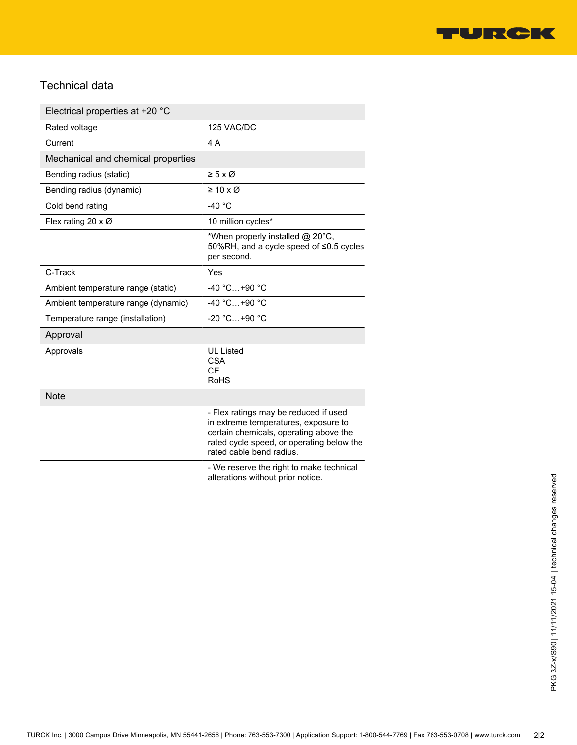## Technical data

| | |
|---|---|
| **Electrical properties at +20 °C** | |
| Rated voltage | 125 VAC/DC |
| Current | 4 A |
| **Mechanical and chemical properties** | |
| Bending radius (static) | ≥ 5 x Ø |
| Bending radius (dynamic) | ≥ 10 x Ø |
| Cold bend rating | -40 °C |
| Flex rating 20 x Ø | 10 million cycles* |
| | *When properly installed @ 20°C, 50%RH, and a cycle speed of ≤0.5 cycles per second. |
| C-Track | Yes |
| Ambient temperature range (static) | -40 °C…+90 °C |
| Ambient temperature range (dynamic) | -40 °C…+90 °C |
| Temperature range (installation) | -20 °C…+90 °C |
| **Approval** | |
| Approvals | UL Listed<br>CSA<br>CE<br>RoHS |
| **Note** | |
| | - Flex ratings may be reduced if used in extreme temperatures, exposure to certain chemicals, operating above the rated cycle speed, or operating below the rated cable bend radius. |
| | - We reserve the right to make technical alterations without prior notice. |